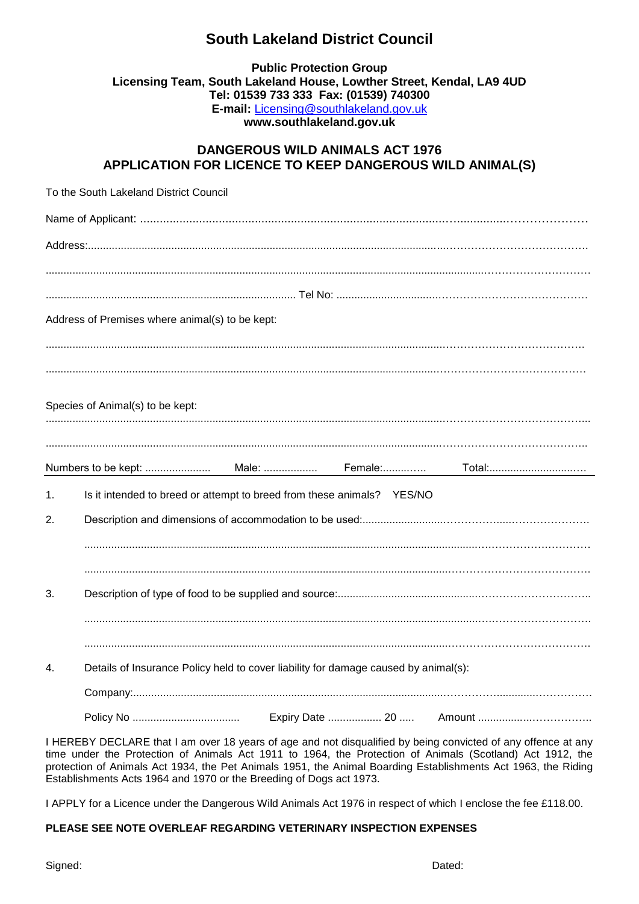# South Lakeland District Council

**Public Protection Group**
**Licensing Team, South Lakeland House, Lowther Street, Kendal, LA9 4UD**
**Tel: 01539 733 333 Fax: (01539) 740300**
**E-mail:** Licensing@southlakeland.gov.uk
**www.southlakeland.gov.uk**

## DANGEROUS WILD ANIMALS ACT 1976
## APPLICATION FOR LICENCE TO KEEP DANGEROUS WILD ANIMAL(S)

To the South Lakeland District Council

Name of Applicant: ........................................................................................................................................

Address:........................................................................................................................................................

.......................................................................................................................................................................

.................................................................................. Tel No: ........................................................................

Address of Premises where animal(s) to be kept:

.......................................................................................................................................................................

.......................................................................................................................................................................

Species of Animal(s) to be kept:

.......................................................................................................................................................................

.......................................................................................................................................................................

Numbers to be kept: ...................... Male: .................. Female:............... Total:....................................

1. Is it intended to breed or attempt to breed from these animals? YES/NO

2. Description and dimensions of accommodation to be used:...........................................................

   .......................................................................................................................................................

   .......................................................................................................................................................

3. Description of type of food to be supplied and source:...................................................................

   .......................................................................................................................................................

   .......................................................................................................................................................

4. Details of Insurance Policy held to cover liability for damage caused by animal(s):

   Company:.....................................................................................................................................

   Policy No .................................... Expiry Date .................. 20 ..... Amount ...................................

I HEREBY DECLARE that I am over 18 years of age and not disqualified by being convicted of any offence at any time under the Protection of Animals Act 1911 to 1964, the Protection of Animals (Scotland) Act 1912, the protection of Animals Act 1934, the Pet Animals 1951, the Animal Boarding Establishments Act 1963, the Riding Establishments Acts 1964 and 1970 or the Breeding of Dogs act 1973.

I APPLY for a Licence under the Dangerous Wild Animals Act 1976 in respect of which I enclose the fee £118.00.

**PLEASE SEE NOTE OVERLEAF REGARDING VETERINARY INSPECTION EXPENSES**

Signed: Dated: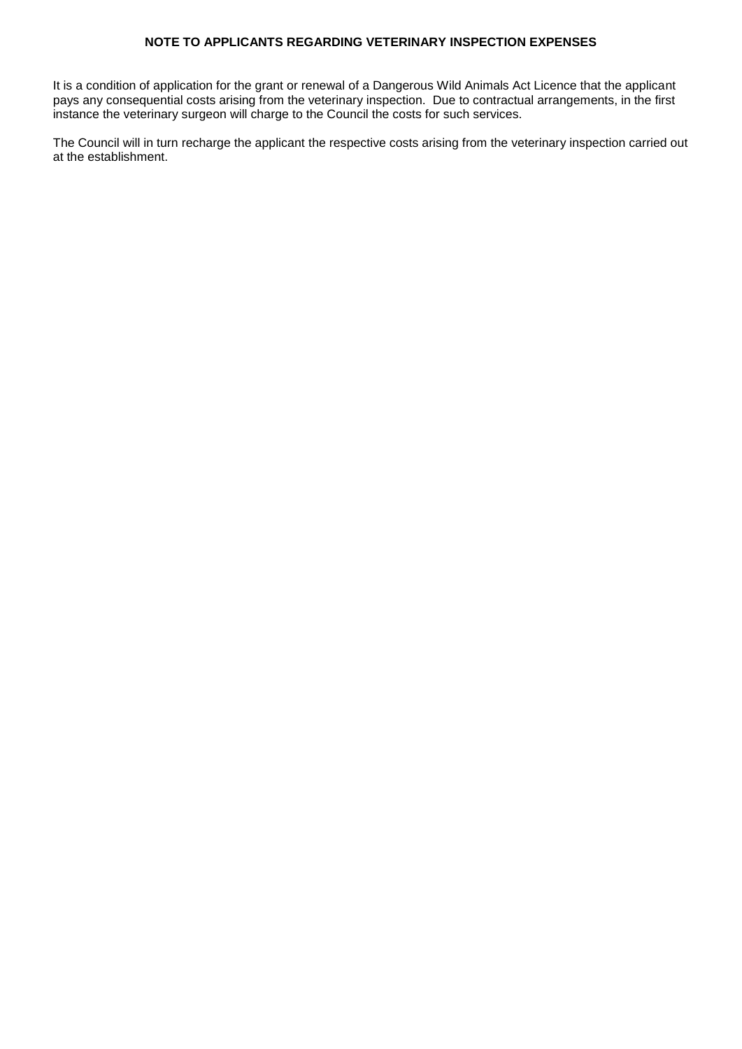**NOTE TO APPLICANTS REGARDING VETERINARY INSPECTION EXPENSES**

It is a condition of application for the grant or renewal of a Dangerous Wild Animals Act Licence that the applicant pays any consequential costs arising from the veterinary inspection. Due to contractual arrangements, in the first instance the veterinary surgeon will charge to the Council the costs for such services.

The Council will in turn recharge the applicant the respective costs arising from the veterinary inspection carried out at the establishment.